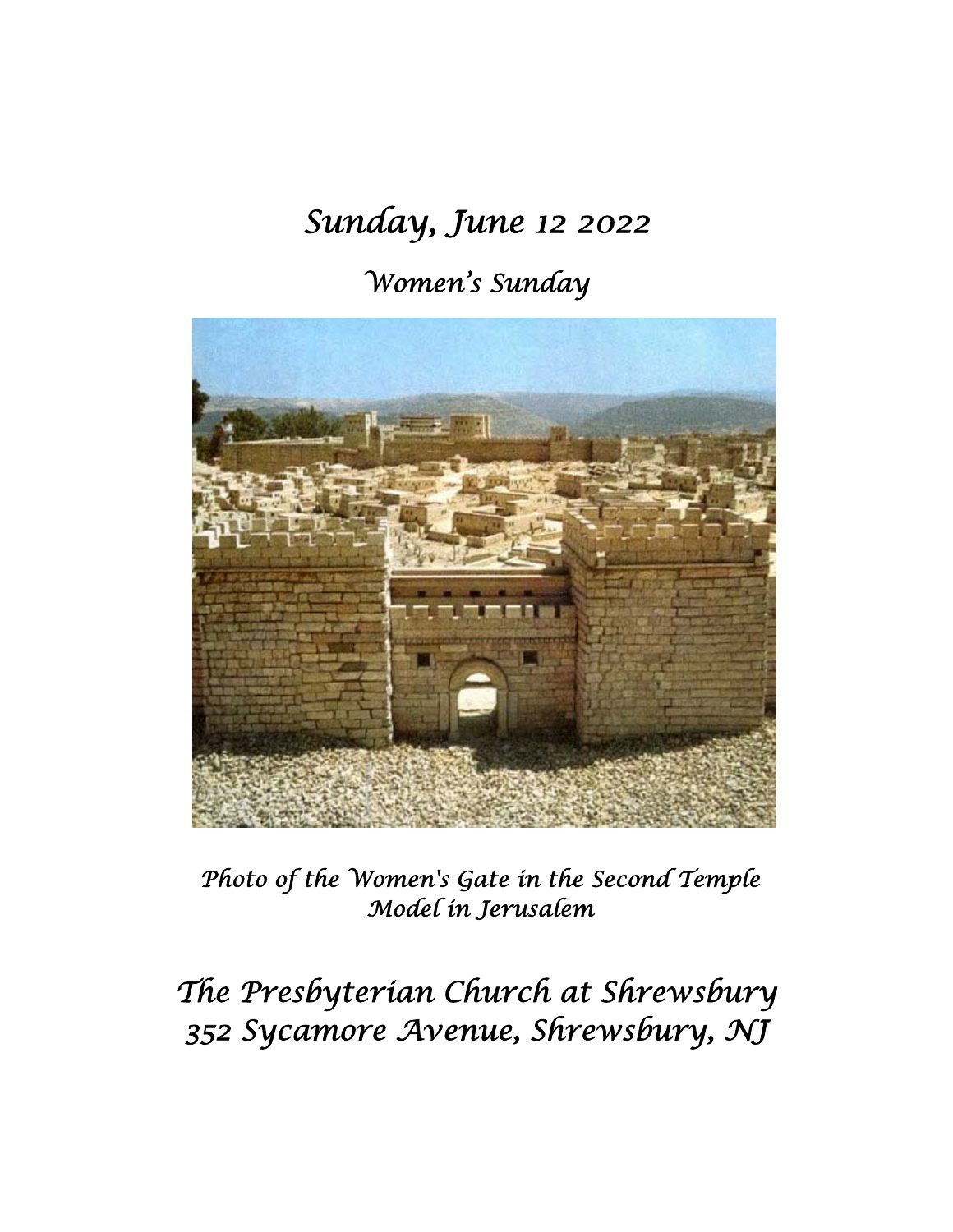# *Sunday, June 12 2022*

## *Women's Sunday*

*Photo of the Women's Gate in the Second Temple Model in Jerusalem*

# *The Presbyterian Church at Shrewsbury*
# *352 Sycamore Avenue, Shrewsbury, NJ*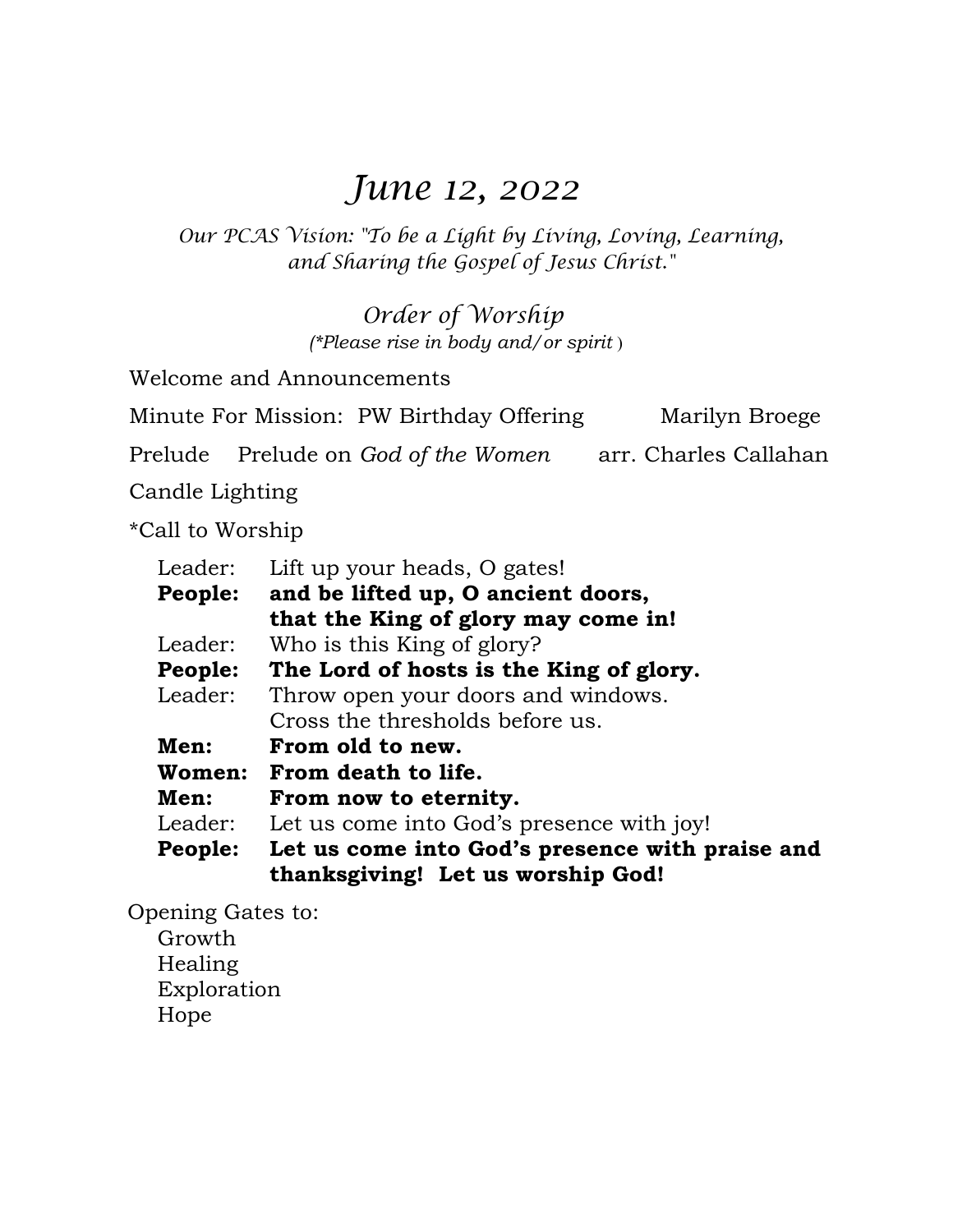# *June 12, 2022*

*Our PCAS Vision: "To be a Light by Living, Loving, Learning, and Sharing the Gospel of Jesus Christ."*

## *Order of Worship*

*(\*Please rise in body and/or spirit )*

Welcome and Announcements

Minute For Mission: PW Birthday Offering Marilyn Broege

Prelude Prelude on *God of the Women* arr. Charles Callahan

Candle Lighting

*Call to Worship

Leader: Lift up your heads, O gates!
**People: and be lifted up, O ancient doors, that the King of glory may come in!**
Leader: Who is this King of glory?
**People: The Lord of hosts is the King of glory.**
Leader: Throw open your doors and windows. Cross the thresholds before us.
**Men: From old to new.**
**Women: From death to life.**
**Men: From now to eternity.**
Leader: Let us come into God's presence with joy!
**People: Let us come into God's presence with praise and thanksgiving! Let us worship God!**

Opening Gates to:
- Growth
- Healing
- Exploration
- Hope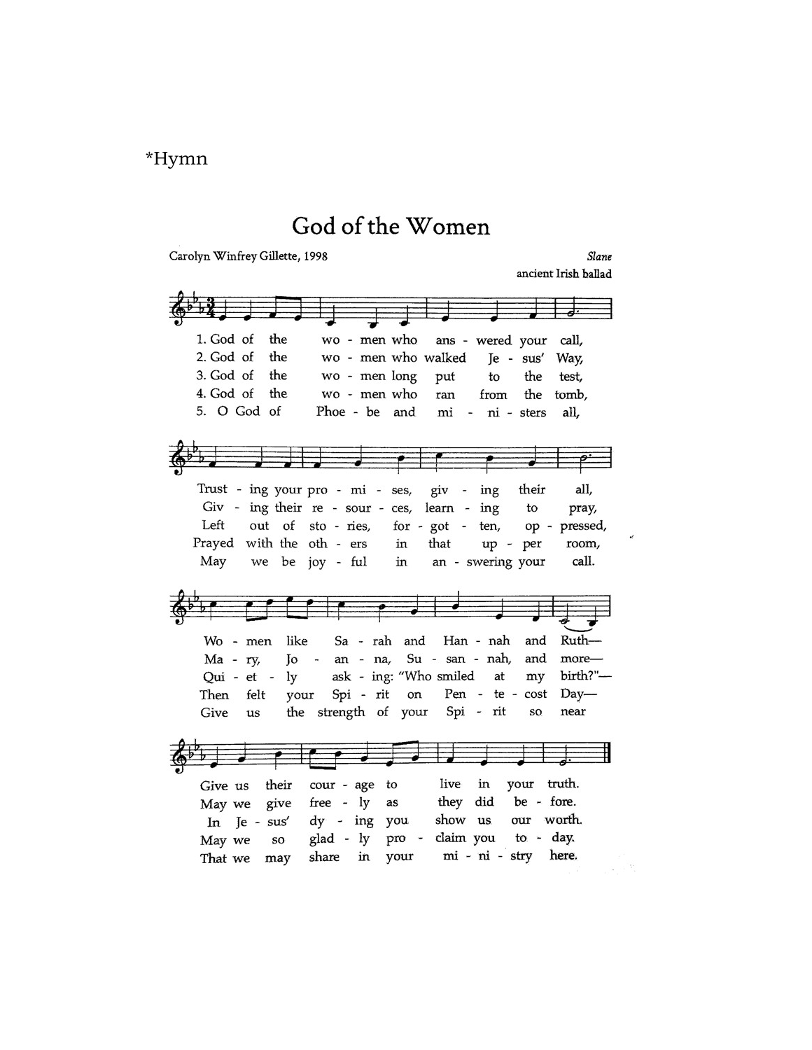*Hymn

# God of the Women

Carolyn Winfrey Gillette, 1998 — *Slane*, ancient Irish ballad

1. God of the women who answered your call,
Trusting your promises, giving their all,
Women like Sarah and Hannah and Ruth—
Give us their courage to live in your truth.

2. God of the women who walked Jesus' Way,
Giving their resources, learning to pray,
Mary, Joanna, Susannah, and more—
May we give freely as they did before.

3. God of the women long put to the test,
Left out of stories, forgotten, oppressed,
Quietly asking: "Who smiled at my birth?"—
In Jesus' dying you show us our worth.

4. God of the women who ran from the tomb,
Prayed with the others in that upper room,
Then felt your Spirit on Pentecost Day—
May we so gladly proclaim you today.

5. O God of Phoebe and ministers all,
May we be joyful in answering your call.
Give us the strength of your Spirit so near
That we may share in your ministry here.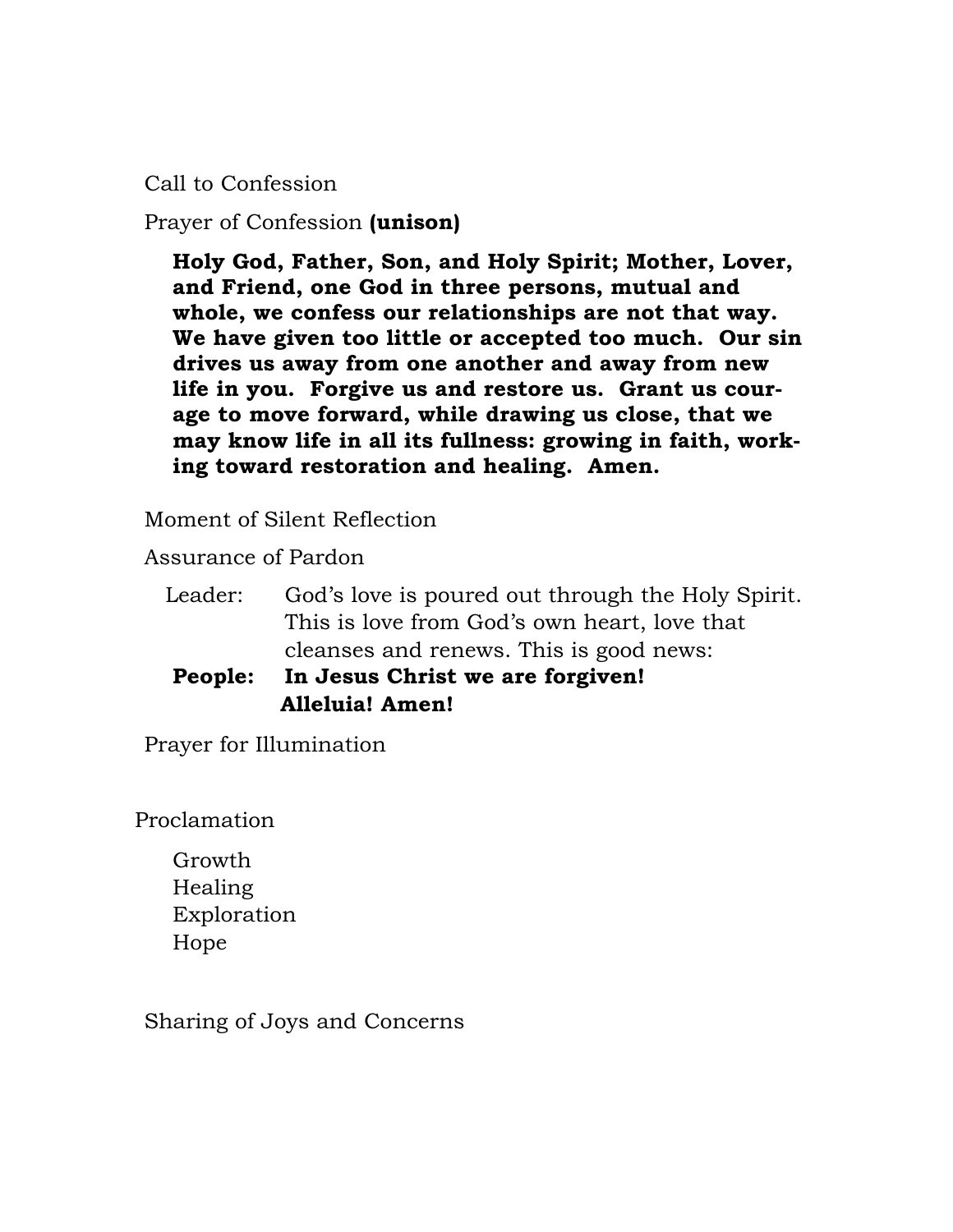Call to Confession

Prayer of Confession **(unison)**

> **Holy God, Father, Son, and Holy Spirit; Mother, Lover, and Friend, one God in three persons, mutual and whole, we confess our relationships are not that way. We have given too little or accepted too much. Our sin drives us away from one another and away from new life in you. Forgive us and restore us. Grant us courage to move forward, while drawing us close, that we may know life in all its fullness: growing in faith, working toward restoration and healing. Amen.**

Moment of Silent Reflection

Assurance of Pardon

Leader: God's love is poured out through the Holy Spirit. This is love from God's own heart, love that cleanses and renews. This is good news:

**People: In Jesus Christ we are forgiven! Alleluia! Amen!**

Prayer for Illumination

Proclamation

Growth
Healing
Exploration
Hope

Sharing of Joys and Concerns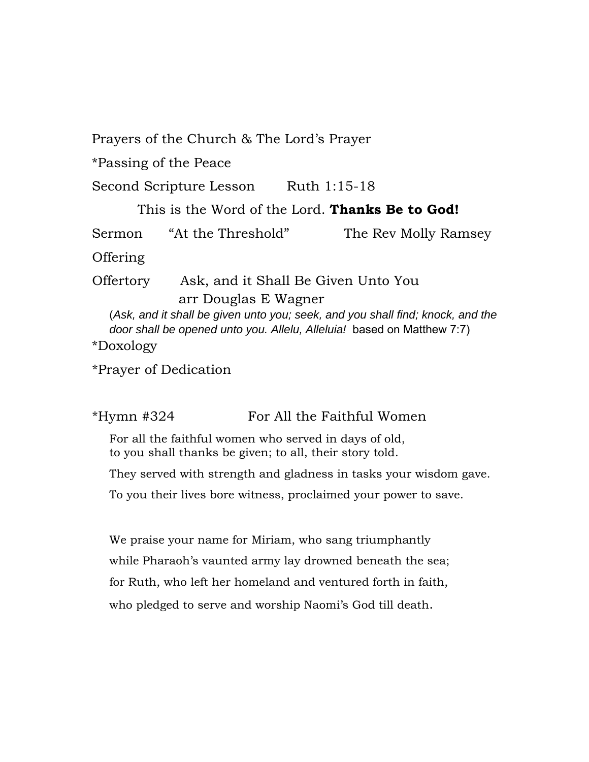Prayers of the Church & The Lord's Prayer

*Passing of the Peace

Second Scripture Lesson Ruth 1:15-18

This is the Word of the Lord. **Thanks Be to God!**

Sermon "At the Threshold" The Rev Molly Ramsey

Offering

Offertory Ask, and it Shall Be Given Unto You
arr Douglas E Wagner

(*Ask, and it shall be given unto you; seek, and you shall find; knock, and the door shall be opened unto you. Allelu, Alleluia!* based on Matthew 7:7)

*Doxology

*Prayer of Dedication

*Hymn #324 For All the Faithful Women

For all the faithful women who served in days of old,
to you shall thanks be given; to all, their story told.

They served with strength and gladness in tasks your wisdom gave.

To you their lives bore witness, proclaimed your power to save.

We praise your name for Miriam, who sang triumphantly

while Pharaoh's vaunted army lay drowned beneath the sea;

for Ruth, who left her homeland and ventured forth in faith,

who pledged to serve and worship Naomi's God till death.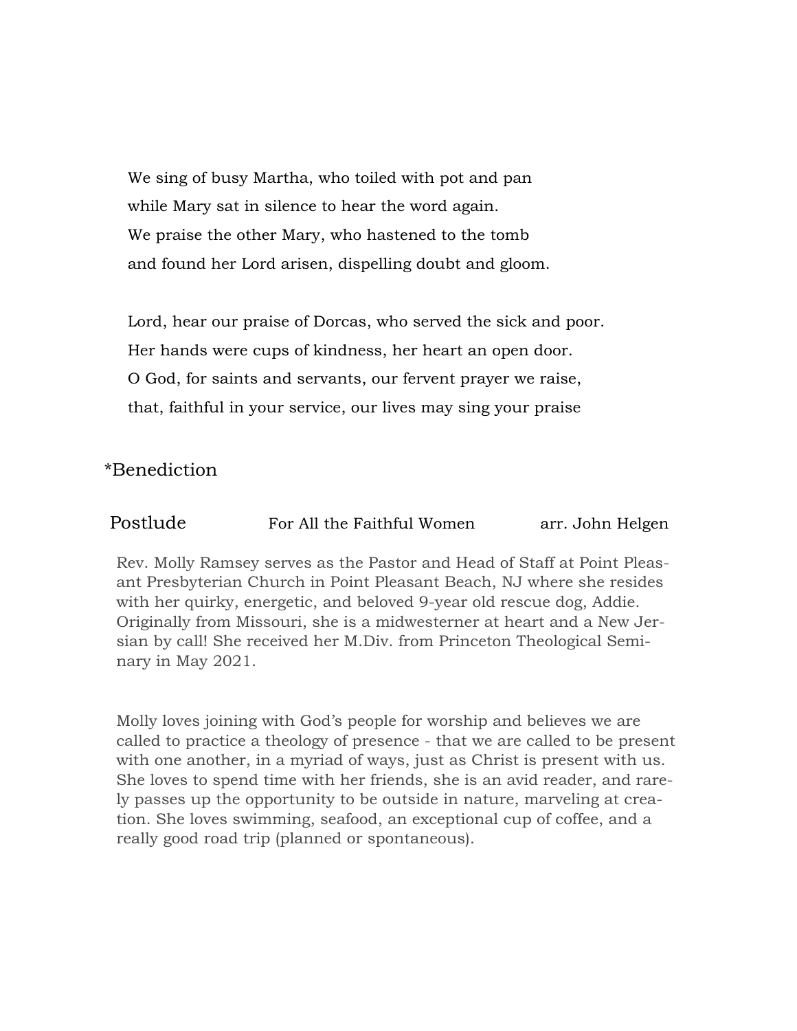We sing of busy Martha, who toiled with pot and pan  
while Mary sat in silence to hear the word again.  
We praise the other Mary, who hastened to the tomb  
and found her Lord arisen, dispelling doubt and gloom.

Lord, hear our praise of Dorcas, who served the sick and poor.  
Her hands were cups of kindness, her heart an open door.  
O God, for saints and servants, our fervent prayer we raise,  
that, faithful in your service, our lives may sing your praise

*Benediction

Postlude For All the Faithful Women arr. John Helgen

Rev. Molly Ramsey serves as the Pastor and Head of Staff at Point Pleasant Presbyterian Church in Point Pleasant Beach, NJ where she resides with her quirky, energetic, and beloved 9-year old rescue dog, Addie. Originally from Missouri, she is a midwesterner at heart and a New Jersian by call! She received her M.Div. from Princeton Theological Seminary in May 2021.

Molly loves joining with God's people for worship and believes we are called to practice a theology of presence - that we are called to be present with one another, in a myriad of ways, just as Christ is present with us. She loves to spend time with her friends, she is an avid reader, and rarely passes up the opportunity to be outside in nature, marveling at creation. She loves swimming, seafood, an exceptional cup of coffee, and a really good road trip (planned or spontaneous).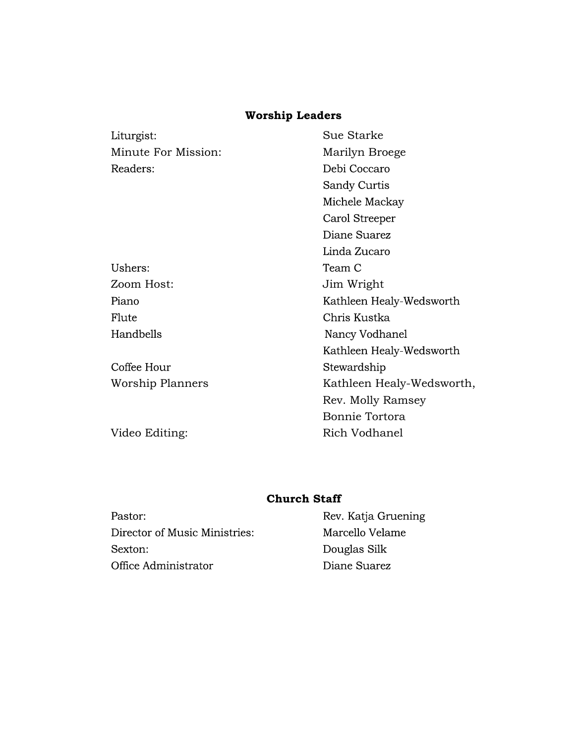## Worship Leaders

| | |
|---|---|
| Liturgist: | Sue Starke |
| Minute For Mission: | Marilyn Broege |
| Readers: | Debi Coccaro |
| | Sandy Curtis |
| | Michele Mackay |
| | Carol Streeper |
| | Diane Suarez |
| | Linda Zucaro |
| Ushers: | Team C |
| Zoom Host: | Jim Wright |
| Piano | Kathleen Healy-Wedsworth |
| Flute | Chris Kustka |
| Handbells | Nancy Vodhanel |
| | Kathleen Healy-Wedsworth |
| Coffee Hour | Stewardship |
| Worship Planners | Kathleen Healy-Wedsworth, |
| | Rev. Molly Ramsey |
| | Bonnie Tortora |
| Video Editing: | Rich Vodhanel |

## Church Staff

| | |
|---|---|
| Pastor: | Rev. Katja Gruening |
| Director of Music Ministries: | Marcello Velame |
| Sexton: | Douglas Silk |
| Office Administrator | Diane Suarez |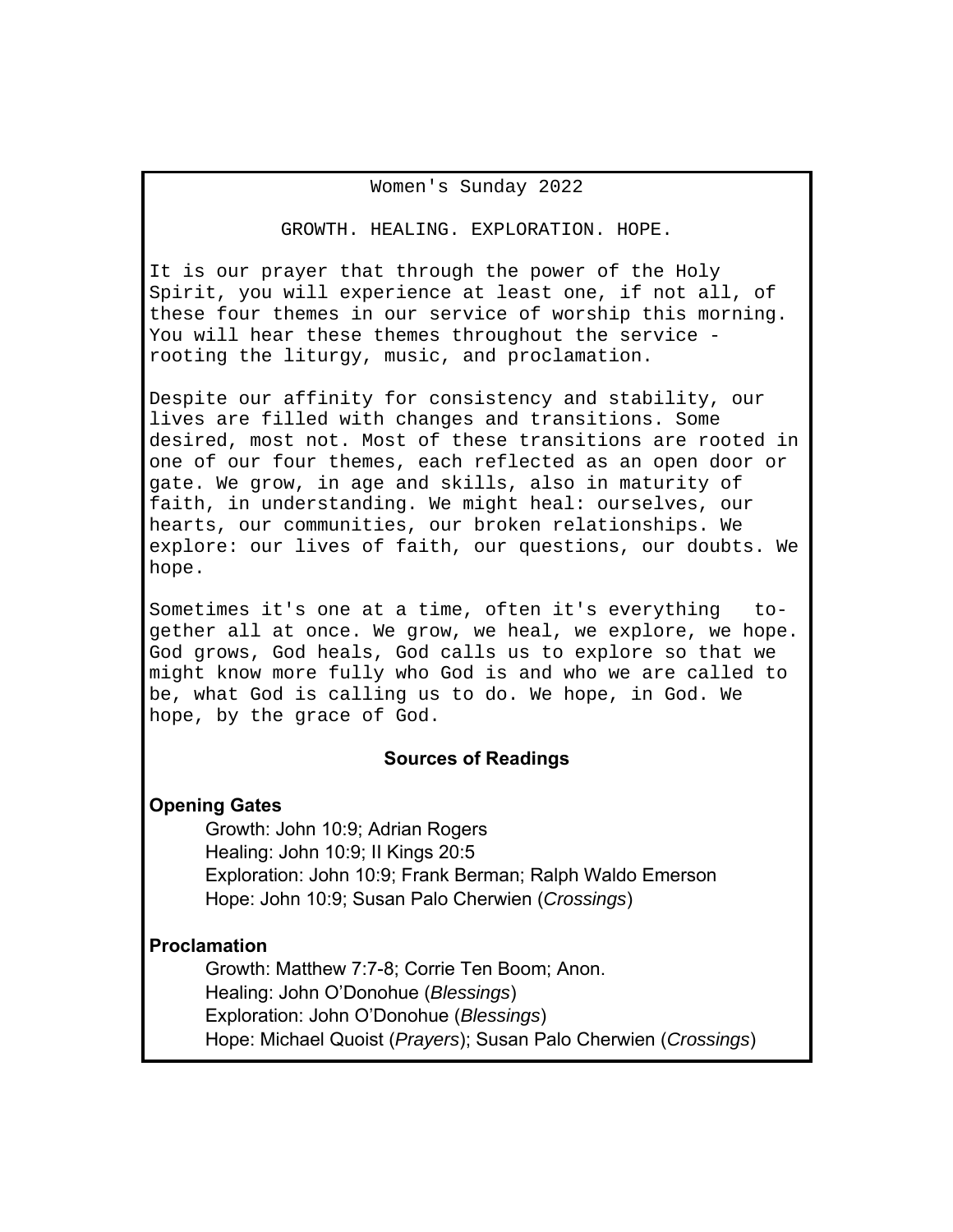Women's Sunday 2022

GROWTH. HEALING. EXPLORATION. HOPE.

It is our prayer that through the power of the Holy Spirit, you will experience at least one, if not all, of these four themes in our service of worship this morning. You will hear these themes throughout the service - rooting the liturgy, music, and proclamation.

Despite our affinity for consistency and stability, our lives are filled with changes and transitions. Some desired, most not. Most of these transitions are rooted in one of our four themes, each reflected as an open door or gate. We grow, in age and skills, also in maturity of faith, in understanding. We might heal: ourselves, our hearts, our communities, our broken relationships. We explore: our lives of faith, our questions, our doubts. We hope.

Sometimes it's one at a time, often it's everything together all at once. We grow, we heal, we explore, we hope. God grows, God heals, God calls us to explore so that we might know more fully who God is and who we are called to be, what God is calling us to do. We hope, in God. We hope, by the grace of God.

## Sources of Readings

**Opening Gates**

Growth: John 10:9; Adrian Rogers
Healing: John 10:9; II Kings 20:5
Exploration: John 10:9; Frank Berman; Ralph Waldo Emerson
Hope: John 10:9; Susan Palo Cherwien (*Crossings*)

**Proclamation**

Growth: Matthew 7:7-8; Corrie Ten Boom; Anon.
Healing: John O'Donohue (*Blessings*)
Exploration: John O'Donohue (*Blessings*)
Hope: Michael Quoist (*Prayers*); Susan Palo Cherwien (*Crossings*)